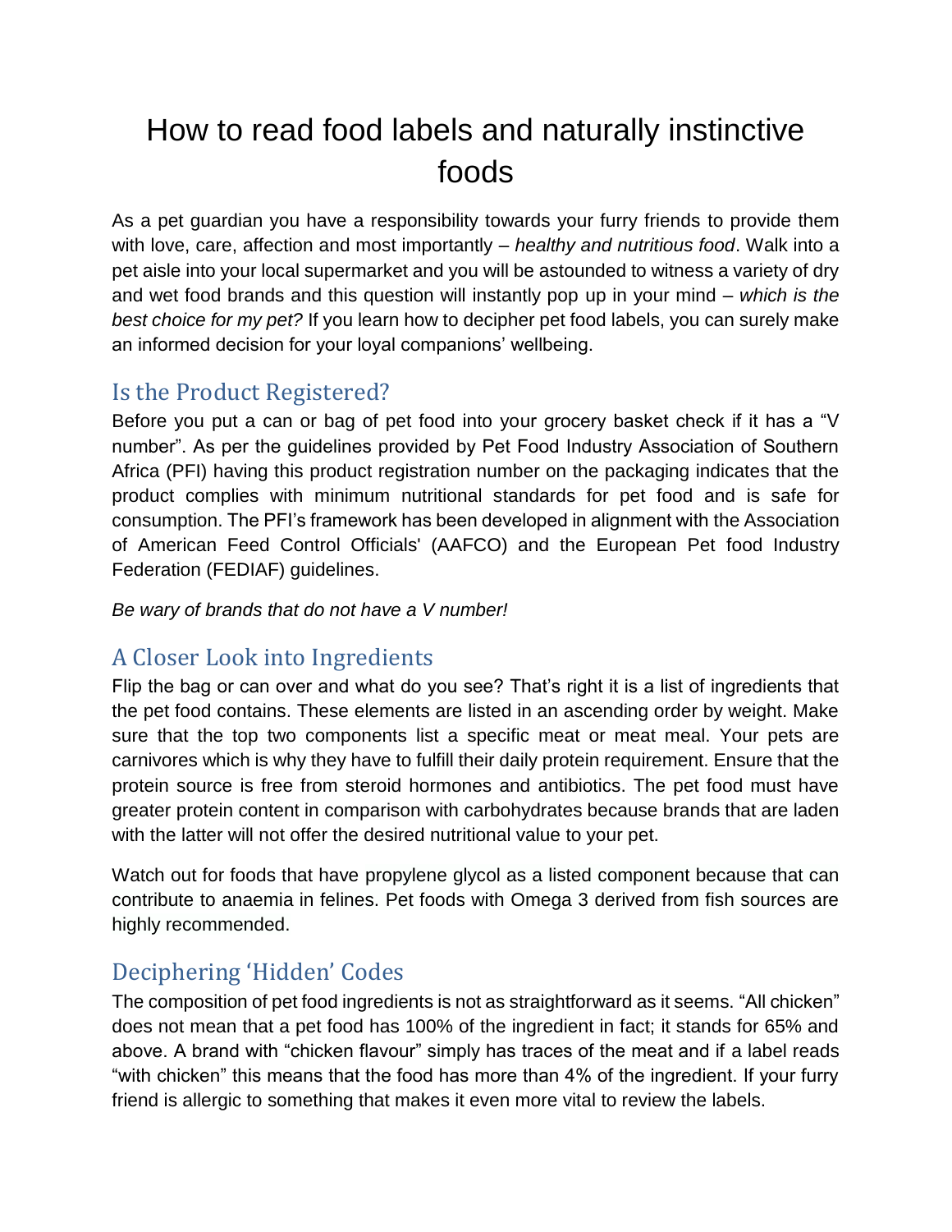# How to read food labels and naturally instinctive foods

As a pet guardian you have a responsibility towards your furry friends to provide them with love, care, affection and most importantly – *healthy and nutritious food*. Walk into a pet aisle into your local supermarket and you will be astounded to witness a variety of dry and wet food brands and this question will instantly pop up in your mind – *which is the best choice for my pet?* If you learn how to decipher pet food labels, you can surely make an informed decision for your loyal companions' wellbeing.

## Is the Product Registered?

Before you put a can or bag of pet food into your grocery basket check if it has a "V number". As per the guidelines provided by Pet Food Industry Association of Southern Africa (PFI) having this product registration number on the packaging indicates that the product complies with minimum nutritional standards for pet food and is safe for consumption. The PFI's framework has been developed in alignment with the Association of American Feed Control Officials' (AAFCO) and the European Pet food Industry Federation (FEDIAF) guidelines.

*Be wary of brands that do not have a V number!*

## A Closer Look into Ingredients

Flip the bag or can over and what do you see? That's right it is a list of ingredients that the pet food contains. These elements are listed in an ascending order by weight. Make sure that the top two components list a specific meat or meat meal. Your pets are carnivores which is why they have to fulfill their daily protein requirement. Ensure that the protein source is free from steroid hormones and antibiotics. The pet food must have greater protein content in comparison with carbohydrates because brands that are laden with the latter will not offer the desired nutritional value to your pet.

Watch out for foods that have propylene glycol as a listed component because that can contribute to anaemia in felines. Pet foods with Omega 3 derived from fish sources are highly recommended.

## Deciphering 'Hidden' Codes

The composition of pet food ingredients is not as straightforward as it seems. "All chicken" does not mean that a pet food has 100% of the ingredient in fact; it stands for 65% and above. A brand with "chicken flavour" simply has traces of the meat and if a label reads "with chicken" this means that the food has more than 4% of the ingredient. If your furry friend is allergic to something that makes it even more vital to review the labels.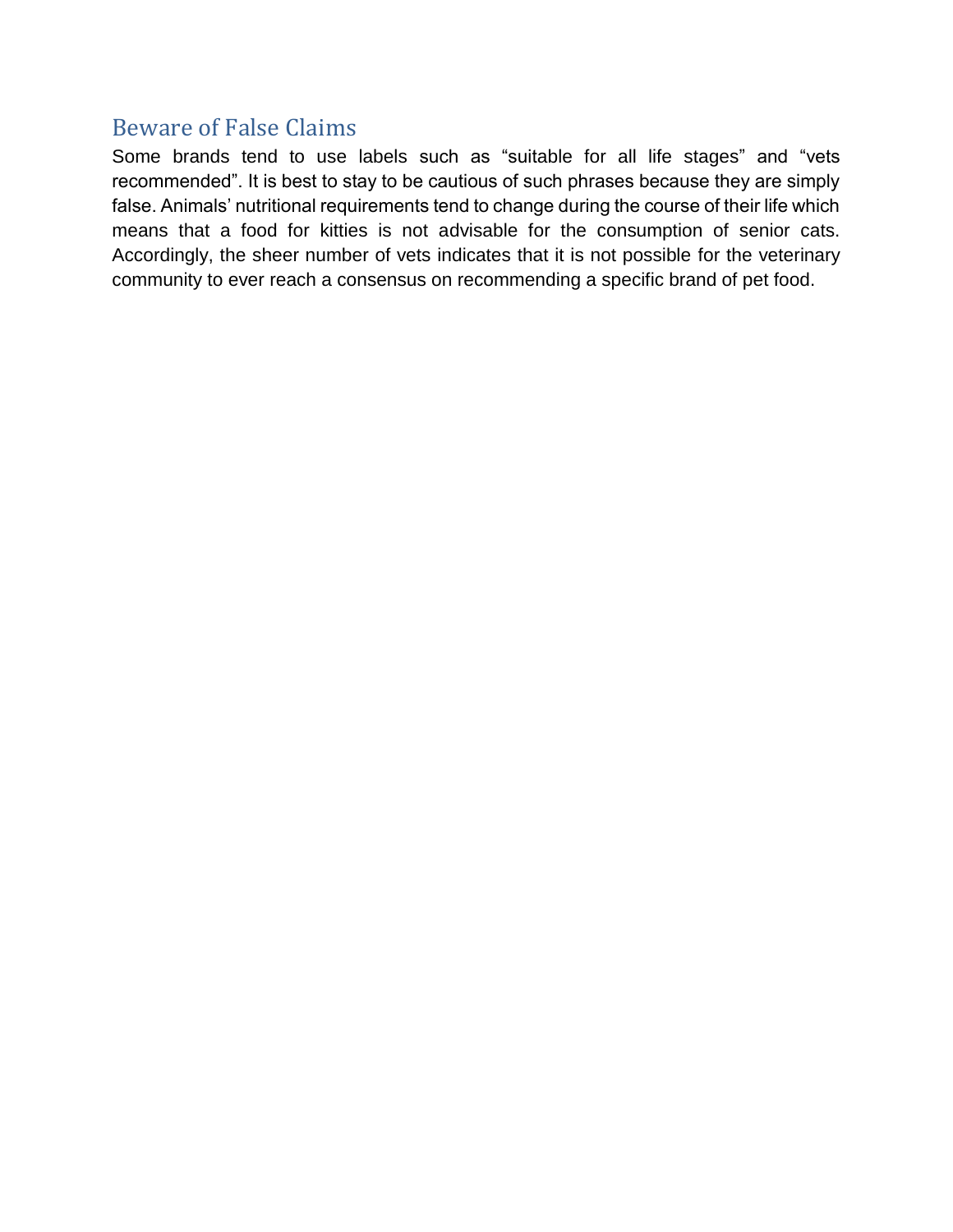## Beware of False Claims

Some brands tend to use labels such as "suitable for all life stages" and "vets recommended". It is best to stay to be cautious of such phrases because they are simply false. Animals' nutritional requirements tend to change during the course of their life which means that a food for kitties is not advisable for the consumption of senior cats. Accordingly, the sheer number of vets indicates that it is not possible for the veterinary community to ever reach a consensus on recommending a specific brand of pet food.